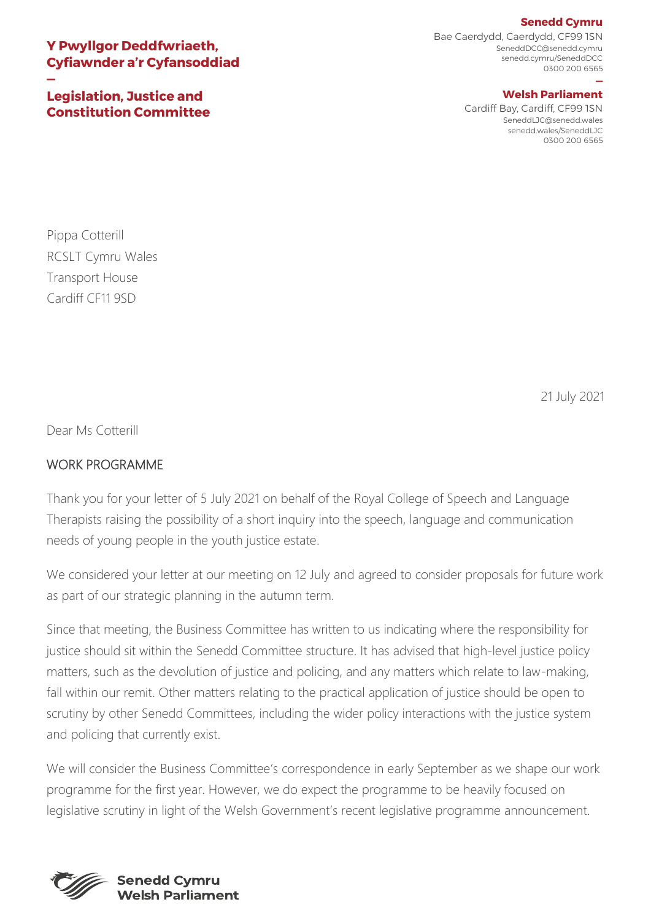**Y Pwyllgor Deddfwriaeth, Cyfiawnder a'r Cyfansoddiad**

—

**Legislation, Justice and Constitution Committee**

**Senedd Cymru**
Bae Caerdydd, Caerdydd, CF99 1SN
SeneddDCC@senedd.cymru
senedd.cymru/SeneddDCC
0300 200 6565

—

**Welsh Parliament**
Cardiff Bay, Cardiff, CF99 1SN
SeneddLJC@senedd.wales
senedd.wales/SeneddLJC
0300 200 6565

Pippa Cotterill
RCSLT Cymru Wales
Transport House
Cardiff CF11 9SD

21 July 2021

Dear Ms Cotterill

WORK PROGRAMME

Thank you for your letter of 5 July 2021 on behalf of the Royal College of Speech and Language Therapists raising the possibility of a short inquiry into the speech, language and communication needs of young people in the youth justice estate.

We considered your letter at our meeting on 12 July and agreed to consider proposals for future work as part of our strategic planning in the autumn term.

Since that meeting, the Business Committee has written to us indicating where the responsibility for justice should sit within the Senedd Committee structure. It has advised that high-level justice policy matters, such as the devolution of justice and policing, and any matters which relate to law-making, fall within our remit. Other matters relating to the practical application of justice should be open to scrutiny by other Senedd Committees, including the wider policy interactions with the justice system and policing that currently exist.

We will consider the Business Committee's correspondence in early September as we shape our work programme for the first year. However, we do expect the programme to be heavily focused on legislative scrutiny in light of the Welsh Government's recent legislative programme announcement.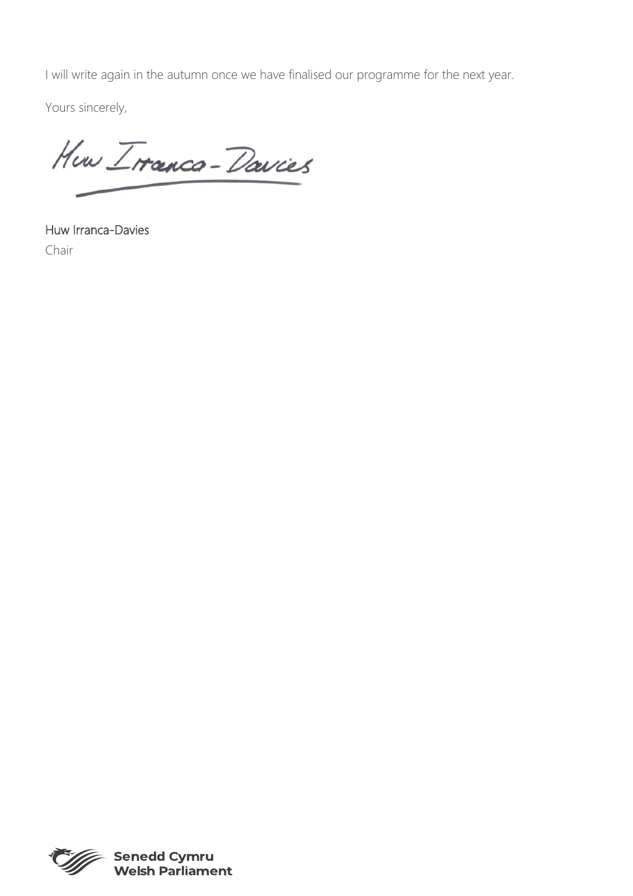I will write again in the autumn once we have finalised our programme for the next year.

Yours sincerely,

Huw Irranca-Davies

Chair